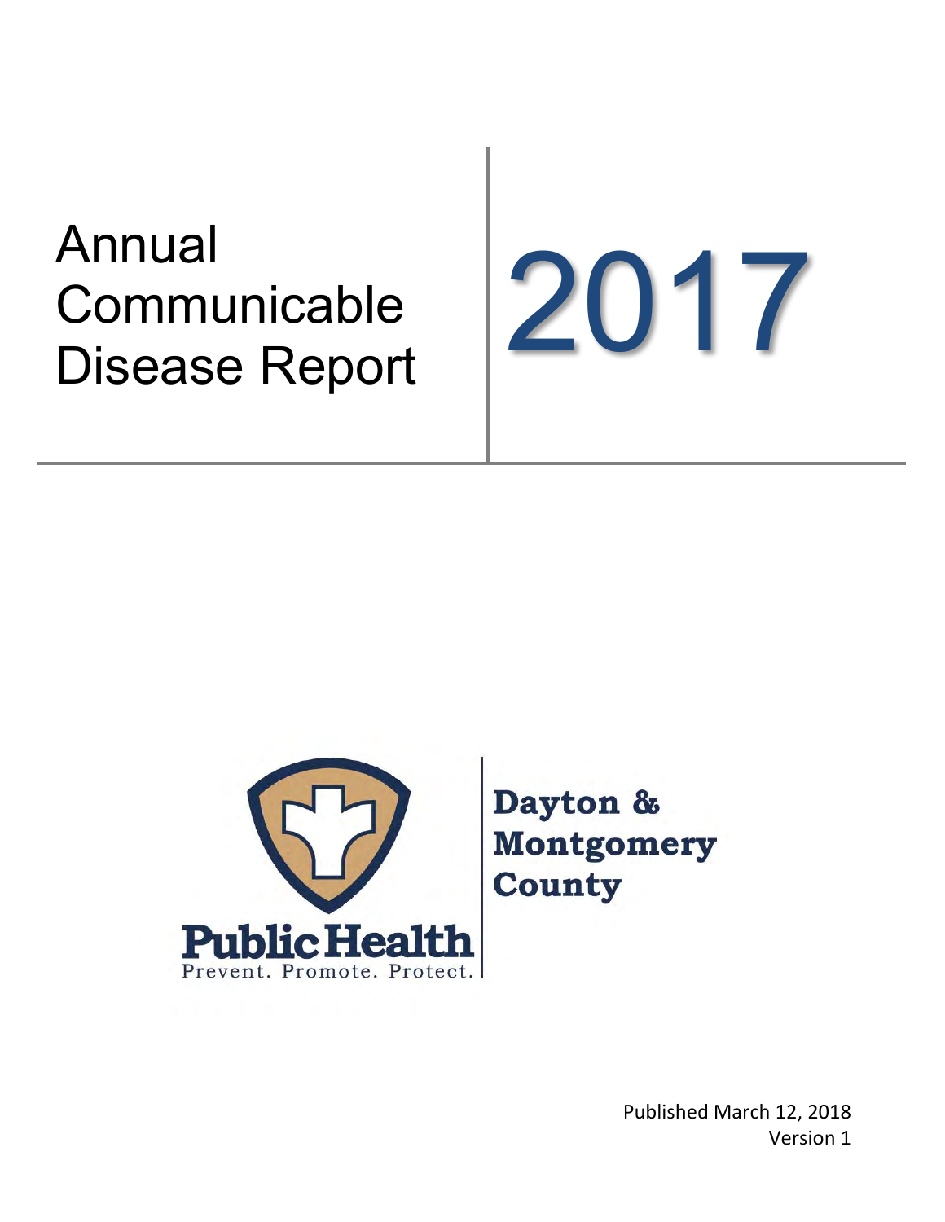# Annual Communicable Disease Report

# 2017

**Public Health**

Prevent. Promote. Protect.

**Dayton & Montgomery County**

Published March 12, 2018

Version 1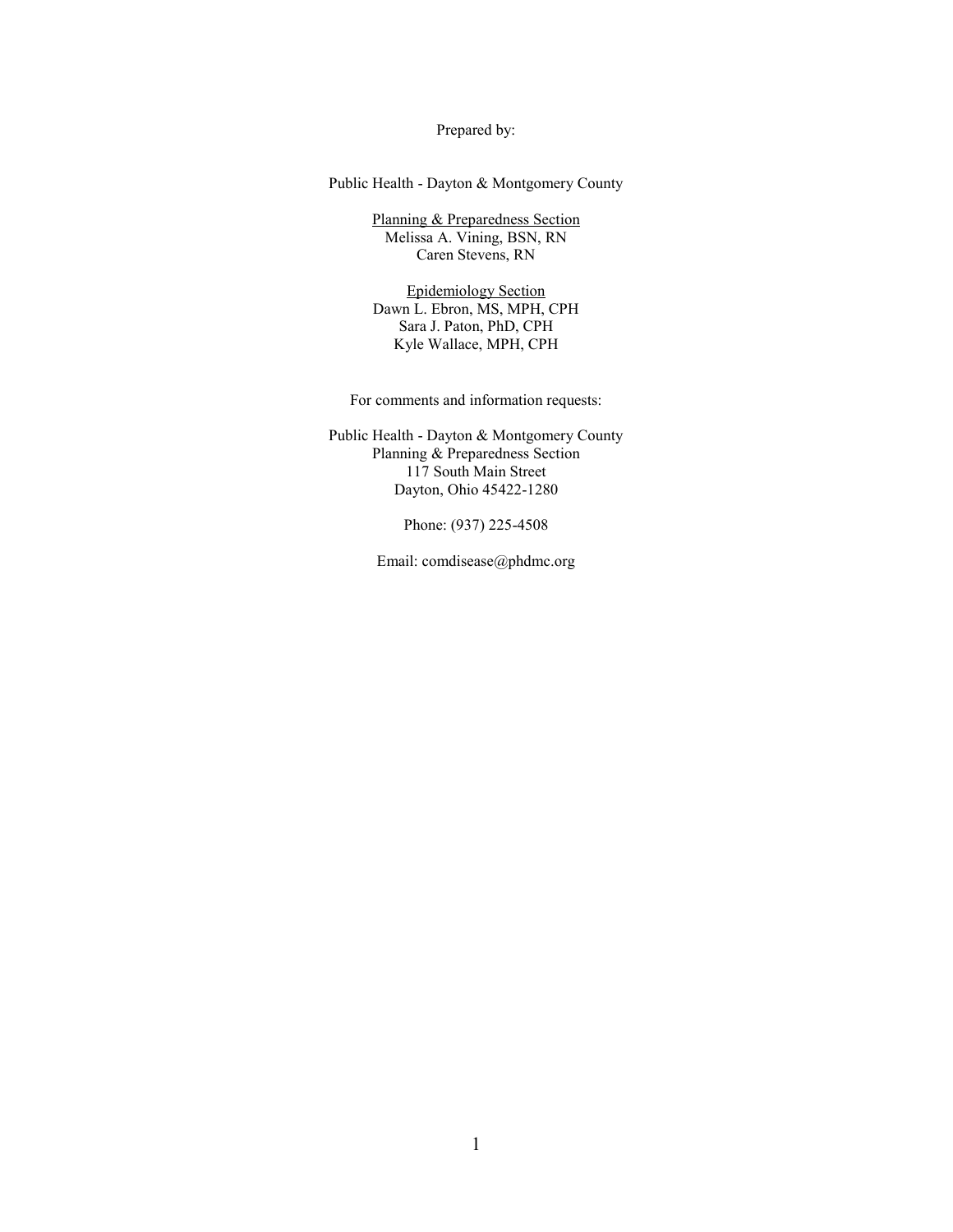Prepared by:

Public Health - Dayton & Montgomery County

<u>Planning & Preparedness Section</u>
Melissa A. Vining, BSN, RN
Caren Stevens, RN

<u>Epidemiology Section</u>
Dawn L. Ebron, MS, MPH, CPH
Sara J. Paton, PhD, CPH
Kyle Wallace, MPH, CPH

For comments and information requests:

Public Health - Dayton & Montgomery County
Planning & Preparedness Section
117 South Main Street
Dayton, Ohio 45422-1280

Phone: (937) 225-4508

Email: comdisease@phdmc.org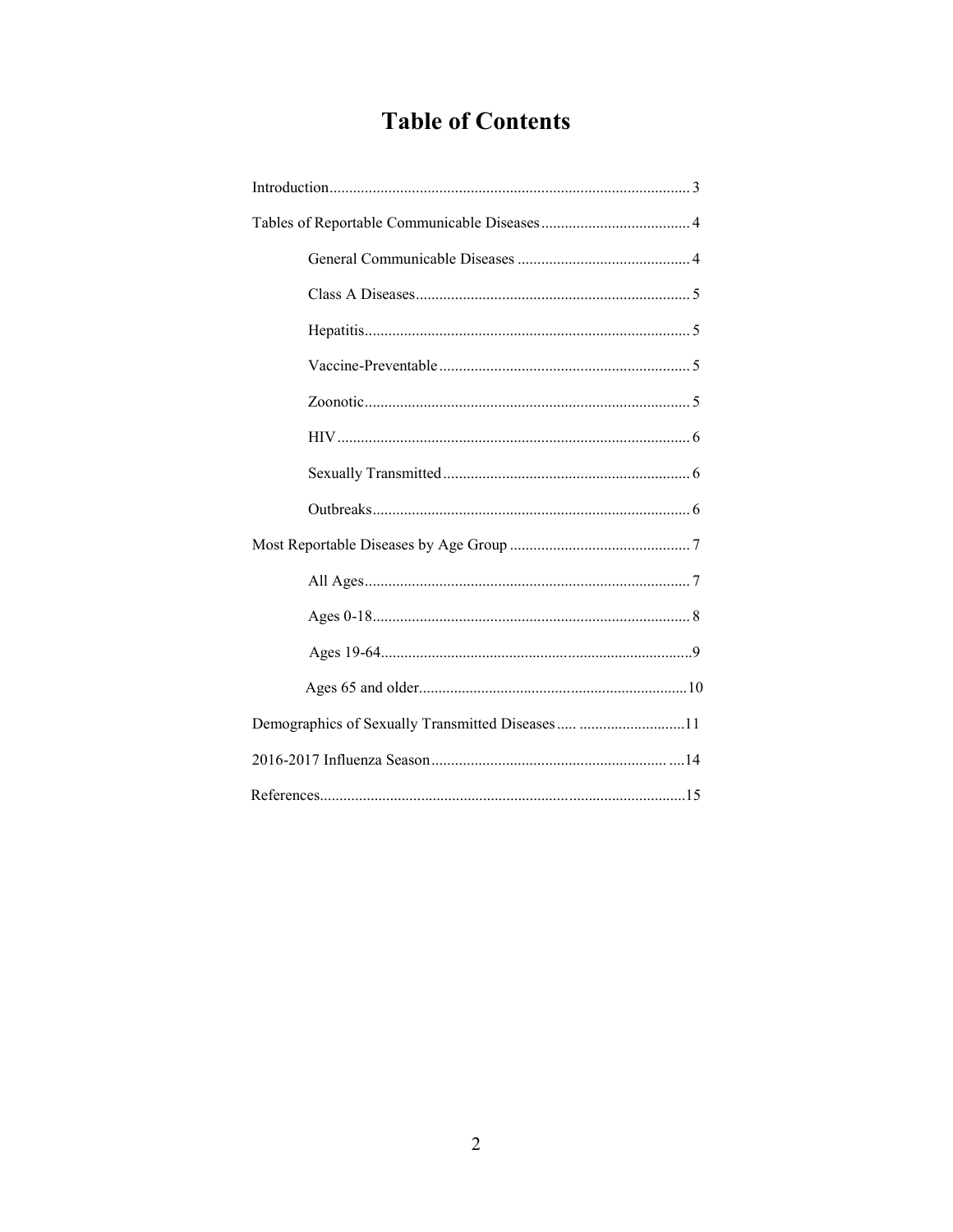# Table of Contents

Introduction ........................................................................................... 3

Tables of Reportable Communicable Diseases ...................................... 4

- General Communicable Diseases ............................................ 4
- Class A Diseases ..................................................................... 5
- Hepatitis .................................................................................. 5
- Vaccine-Preventable ................................................................ 5
- Zoonotic .................................................................................. 5
- HIV ......................................................................................... 6
- Sexually Transmitted ............................................................... 6
- Outbreaks ................................................................................ 6

Most Reportable Diseases by Age Group .............................................. 7

- All Ages .................................................................................. 7
- Ages 0-18 ................................................................................ 8
- Ages 19-64 ............................................................................... 9
- Ages 65 and older .................................................................... 10

Demographics of Sexually Transmitted Diseases ..... ........................... 11

2016-2017 Influenza Season ............................................................ ....14

References ............................................................................................. 15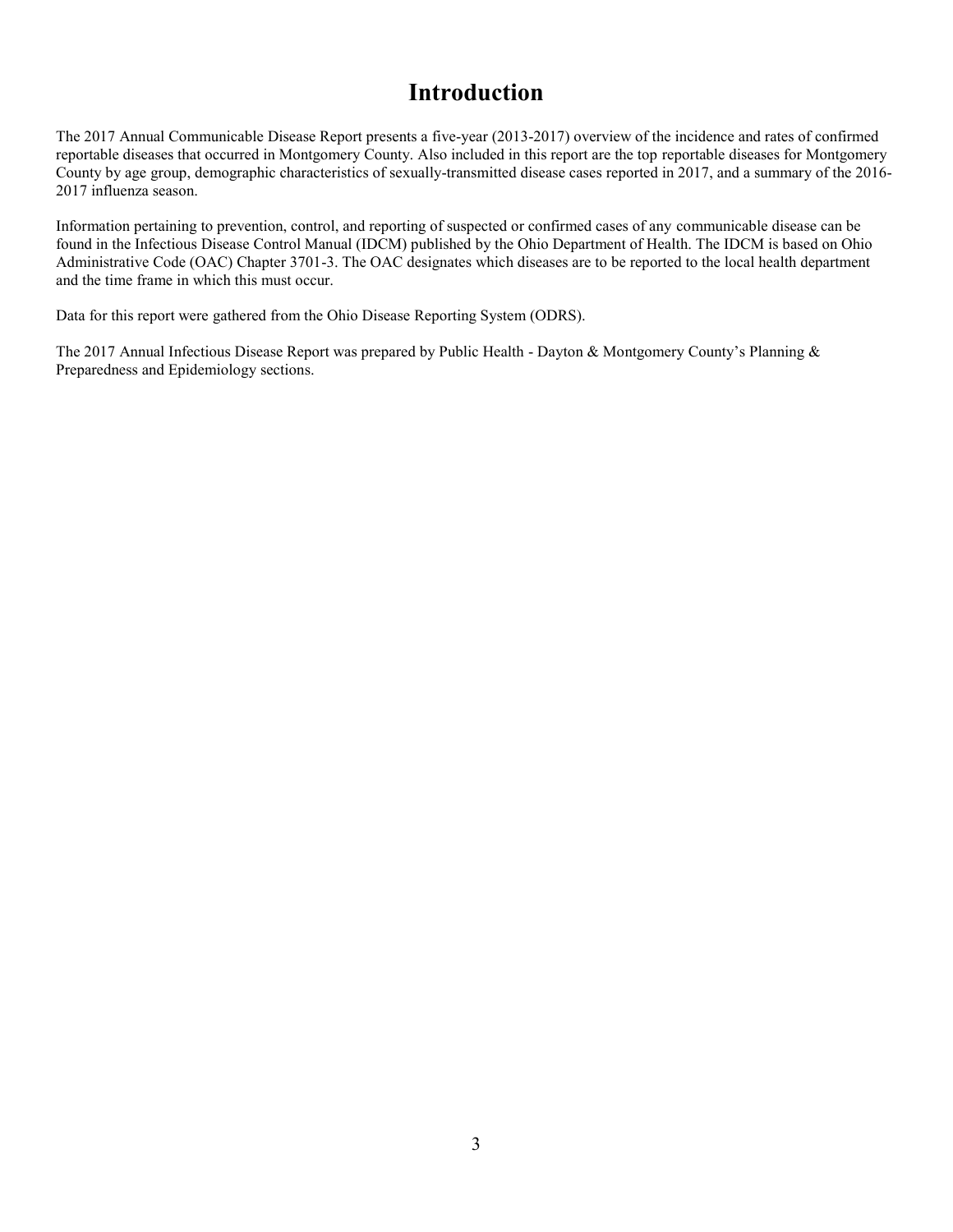# Introduction

The 2017 Annual Communicable Disease Report presents a five-year (2013-2017) overview of the incidence and rates of confirmed reportable diseases that occurred in Montgomery County. Also included in this report are the top reportable diseases for Montgomery County by age group, demographic characteristics of sexually-transmitted disease cases reported in 2017, and a summary of the 2016-2017 influenza season.

Information pertaining to prevention, control, and reporting of suspected or confirmed cases of any communicable disease can be found in the Infectious Disease Control Manual (IDCM) published by the Ohio Department of Health. The IDCM is based on Ohio Administrative Code (OAC) Chapter 3701-3. The OAC designates which diseases are to be reported to the local health department and the time frame in which this must occur.

Data for this report were gathered from the Ohio Disease Reporting System (ODRS).

The 2017 Annual Infectious Disease Report was prepared by Public Health - Dayton & Montgomery County's Planning & Preparedness and Epidemiology sections.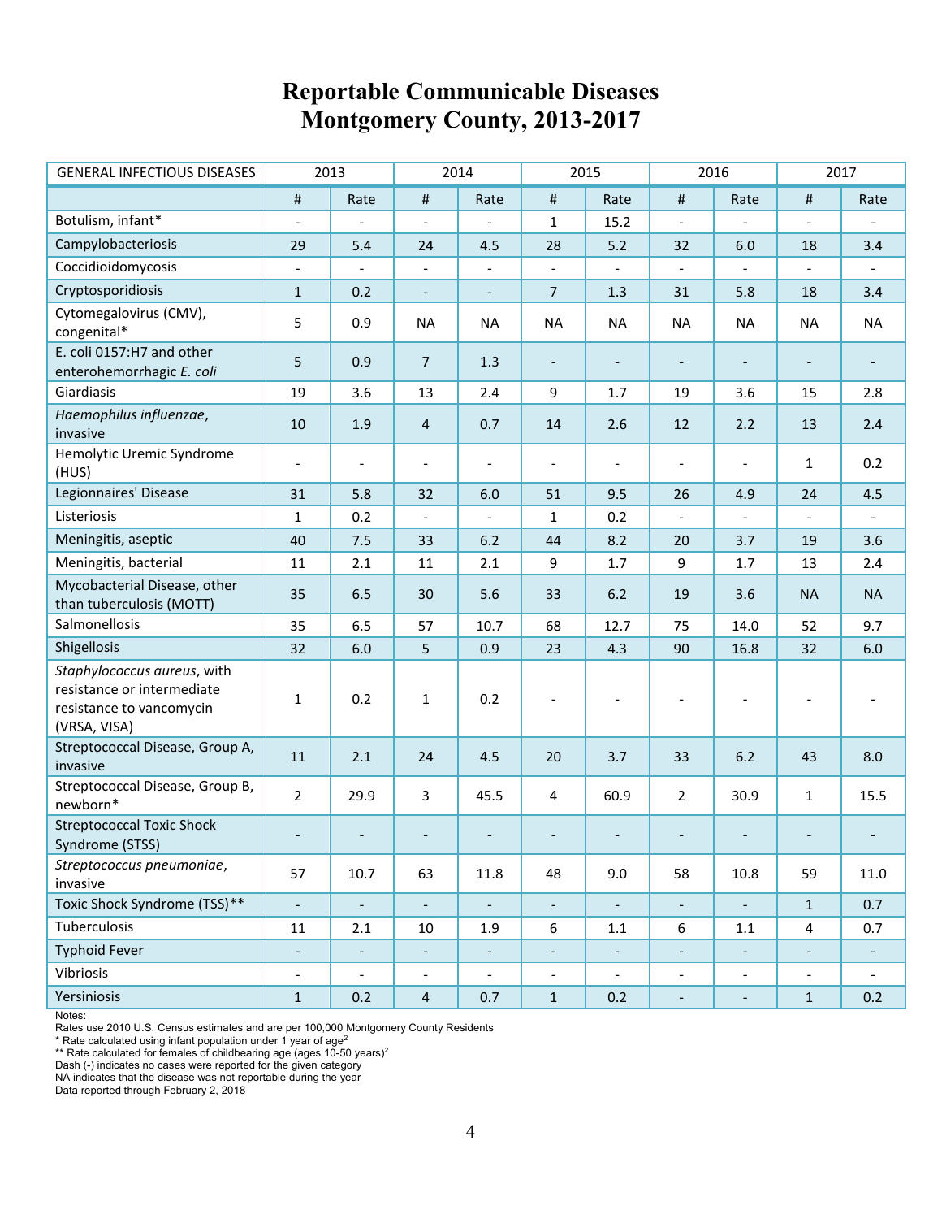# Reportable Communicable Diseases
# Montgomery County, 2013-2017

| GENERAL INFECTIOUS DISEASES | 2013 | | 2014 | | 2015 | | 2016 | | 2017 | |
|---|---|---|---|---|---|---|---|---|---|---|
| | # | Rate | # | Rate | # | Rate | # | Rate | # | Rate |
| Botulism, infant* | - | - | - | - | 1 | 15.2 | - | - | - | - |
| Campylobacteriosis | 29 | 5.4 | 24 | 4.5 | 28 | 5.2 | 32 | 6.0 | 18 | 3.4 |
| Coccidioidomycosis | - | - | - | - | - | - | - | - | - | - |
| Cryptosporidiosis | 1 | 0.2 | - | - | 7 | 1.3 | 31 | 5.8 | 18 | 3.4 |
| Cytomegalovirus (CMV), congenital* | 5 | 0.9 | NA | NA | NA | NA | NA | NA | NA | NA |
| E. coli 0157:H7 and other enterohemorrhagic *E. coli* | 5 | 0.9 | 7 | 1.3 | - | - | - | - | - | - |
| Giardiasis | 19 | 3.6 | 13 | 2.4 | 9 | 1.7 | 19 | 3.6 | 15 | 2.8 |
| *Haemophilus influenzae*, invasive | 10 | 1.9 | 4 | 0.7 | 14 | 2.6 | 12 | 2.2 | 13 | 2.4 |
| Hemolytic Uremic Syndrome (HUS) | - | - | - | - | - | - | - | - | 1 | 0.2 |
| Legionnaires' Disease | 31 | 5.8 | 32 | 6.0 | 51 | 9.5 | 26 | 4.9 | 24 | 4.5 |
| Listeriosis | 1 | 0.2 | - | - | 1 | 0.2 | - | - | - | - |
| Meningitis, aseptic | 40 | 7.5 | 33 | 6.2 | 44 | 8.2 | 20 | 3.7 | 19 | 3.6 |
| Meningitis, bacterial | 11 | 2.1 | 11 | 2.1 | 9 | 1.7 | 9 | 1.7 | 13 | 2.4 |
| Mycobacterial Disease, other than tuberculosis (MOTT) | 35 | 6.5 | 30 | 5.6 | 33 | 6.2 | 19 | 3.6 | NA | NA |
| Salmonellosis | 35 | 6.5 | 57 | 10.7 | 68 | 12.7 | 75 | 14.0 | 52 | 9.7 |
| Shigellosis | 32 | 6.0 | 5 | 0.9 | 23 | 4.3 | 90 | 16.8 | 32 | 6.0 |
| *Staphylococcus aureus*, with resistance or intermediate resistance to vancomycin (VRSA, VISA) | 1 | 0.2 | 1 | 0.2 | - | - | - | - | - | - |
| Streptococcal Disease, Group A, invasive | 11 | 2.1 | 24 | 4.5 | 20 | 3.7 | 33 | 6.2 | 43 | 8.0 |
| Streptococcal Disease, Group B, newborn* | 2 | 29.9 | 3 | 45.5 | 4 | 60.9 | 2 | 30.9 | 1 | 15.5 |
| Streptococcal Toxic Shock Syndrome (STSS) | - | - | - | - | - | - | - | - | - | - |
| *Streptococcus pneumoniae*, invasive | 57 | 10.7 | 63 | 11.8 | 48 | 9.0 | 58 | 10.8 | 59 | 11.0 |
| Toxic Shock Syndrome (TSS)** | - | - | - | - | - | - | - | - | 1 | 0.7 |
| Tuberculosis | 11 | 2.1 | 10 | 1.9 | 6 | 1.1 | 6 | 1.1 | 4 | 0.7 |
| Typhoid Fever | - | - | - | - | - | - | - | - | - | - |
| Vibriosis | - | - | - | - | - | - | - | - | - | - |
| Yersiniosis | 1 | 0.2 | 4 | 0.7 | 1 | 0.2 | - | - | 1 | 0.2 |

Notes:
Rates use 2010 U.S. Census estimates and are per 100,000 Montgomery County Residents
* Rate calculated using infant population under 1 year of age[2]
** Rate calculated for females of childbearing age (ages 10-50 years)[2]
Dash (-) indicates no cases were reported for the given category
NA indicates that the disease was not reportable during the year
Data reported through February 2, 2018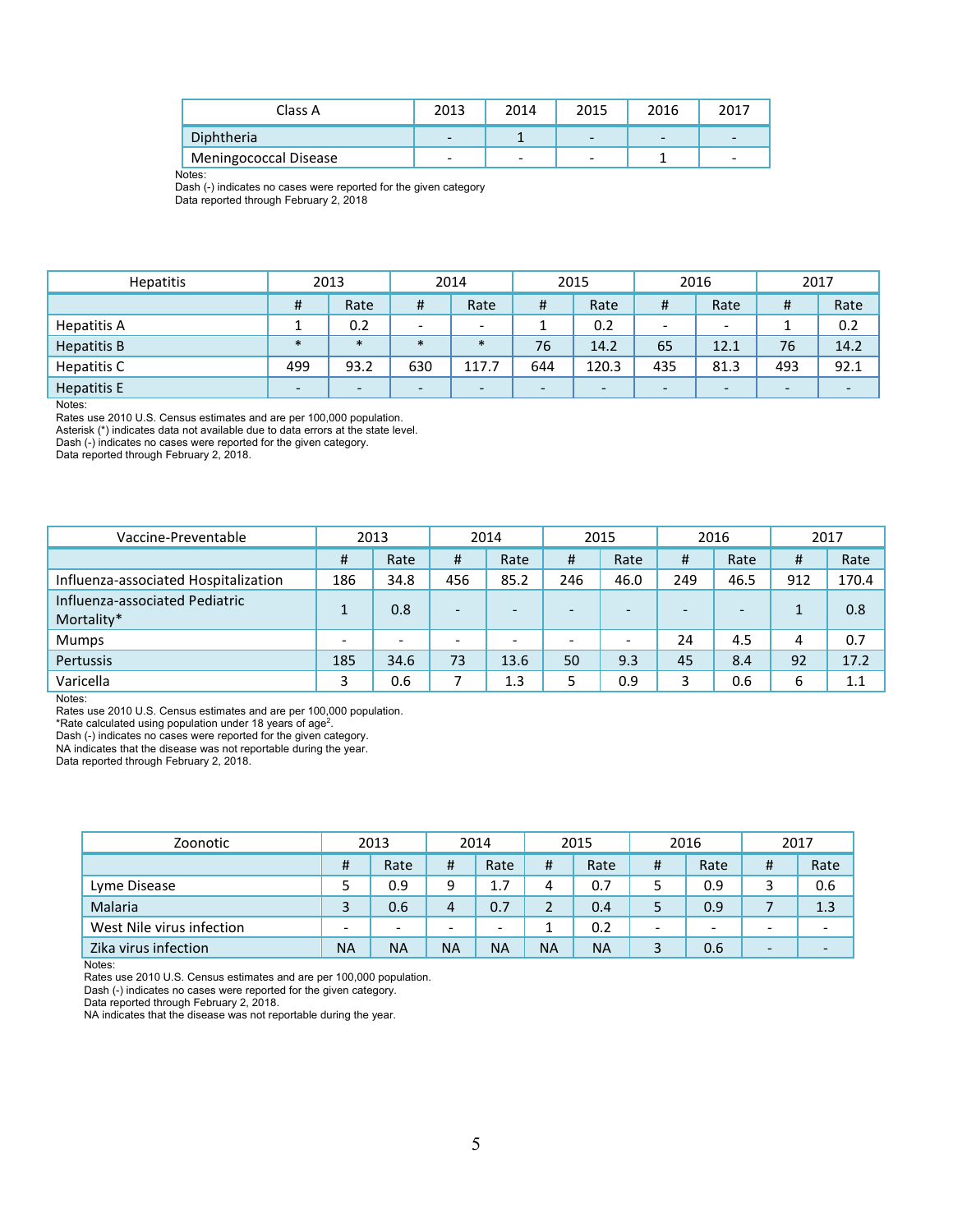| Class A | 2013 | 2014 | 2015 | 2016 | 2017 |
|---|---|---|---|---|---|
| Diphtheria | - | 1 | - | - | - |
| Meningococcal Disease | - | - | - | 1 | - |

Notes:
Dash (-) indicates no cases were reported for the given category
Data reported through February 2, 2018

| Hepatitis | 2013 | | 2014 | | 2015 | | 2016 | | 2017 | |
|---|---|---|---|---|---|---|---|---|---|---|
| | # | Rate | # | Rate | # | Rate | # | Rate | # | Rate |
| Hepatitis A | 1 | 0.2 | - | - | 1 | 0.2 | - | - | 1 | 0.2 |
| Hepatitis B | * | * | * | * | 76 | 14.2 | 65 | 12.1 | 76 | 14.2 |
| Hepatitis C | 499 | 93.2 | 630 | 117.7 | 644 | 120.3 | 435 | 81.3 | 493 | 92.1 |
| Hepatitis E | - | - | - | - | - | - | - | - | - | - |

Notes:
Rates use 2010 U.S. Census estimates and are per 100,000 population.
Asterisk (*) indicates data not available due to data errors at the state level.
Dash (-) indicates no cases were reported for the given category.
Data reported through February 2, 2018.

| Vaccine-Preventable | 2013 | | 2014 | | 2015 | | 2016 | | 2017 | |
|---|---|---|---|---|---|---|---|---|---|---|
| | # | Rate | # | Rate | # | Rate | # | Rate | # | Rate |
| Influenza-associated Hospitalization | 186 | 34.8 | 456 | 85.2 | 246 | 46.0 | 249 | 46.5 | 912 | 170.4 |
| Influenza-associated Pediatric Mortality* | 1 | 0.8 | - | - | - | - | - | - | 1 | 0.8 |
| Mumps | - | - | - | - | - | - | 24 | 4.5 | 4 | 0.7 |
| Pertussis | 185 | 34.6 | 73 | 13.6 | 50 | 9.3 | 45 | 8.4 | 92 | 17.2 |
| Varicella | 3 | 0.6 | 7 | 1.3 | 5 | 0.9 | 3 | 0.6 | 6 | 1.1 |

Notes:
Rates use 2010 U.S. Census estimates and are per 100,000 population.
*Rate calculated using population under 18 years of age[2].
Dash (-) indicates no cases were reported for the given category.
NA indicates that the disease was not reportable during the year.
Data reported through February 2, 2018.

| Zoonotic | 2013 | | 2014 | | 2015 | | 2016 | | 2017 | |
|---|---|---|---|---|---|---|---|---|---|---|
| | # | Rate | # | Rate | # | Rate | # | Rate | # | Rate |
| Lyme Disease | 5 | 0.9 | 9 | 1.7 | 4 | 0.7 | 5 | 0.9 | 3 | 0.6 |
| Malaria | 3 | 0.6 | 4 | 0.7 | 2 | 0.4 | 5 | 0.9 | 7 | 1.3 |
| West Nile virus infection | - | - | - | - | 1 | 0.2 | - | - | - | - |
| Zika virus infection | NA | NA | NA | NA | NA | NA | 3 | 0.6 | - | - |

Notes:
Rates use 2010 U.S. Census estimates and are per 100,000 population.
Dash (-) indicates no cases were reported for the given category.
Data reported through February 2, 2018.
NA indicates that the disease was not reportable during the year.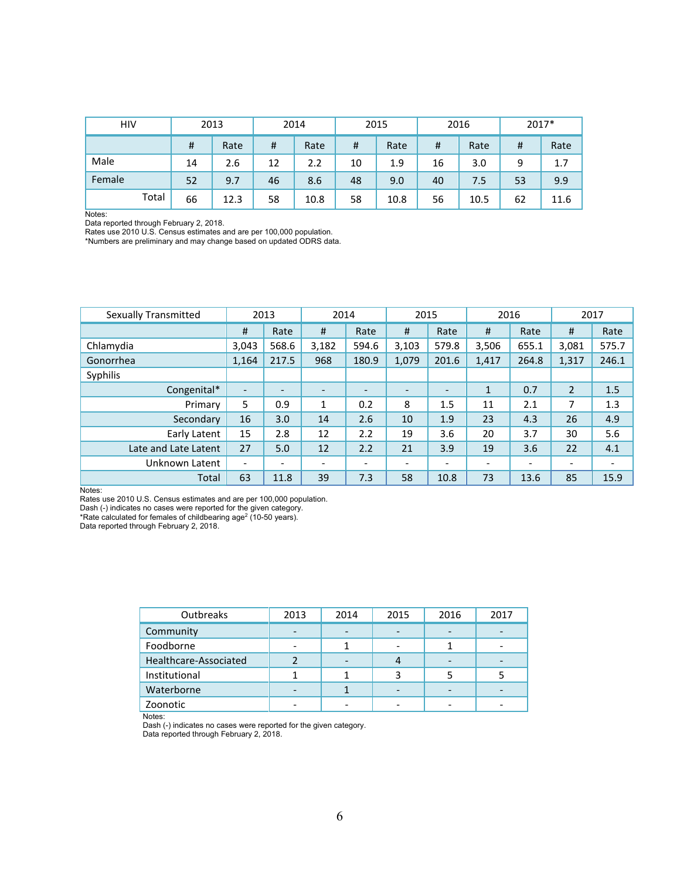| HIV | 2013 | | 2014 | | 2015 | | 2016 | | 2017* | |
|---|---|---|---|---|---|---|---|---|---|---|
| | # | Rate | # | Rate | # | Rate | # | Rate | # | Rate |
| Male | 14 | 2.6 | 12 | 2.2 | 10 | 1.9 | 16 | 3.0 | 9 | 1.7 |
| Female | 52 | 9.7 | 46 | 8.6 | 48 | 9.0 | 40 | 7.5 | 53 | 9.9 |
| Total | 66 | 12.3 | 58 | 10.8 | 58 | 10.8 | 56 | 10.5 | 62 | 11.6 |

Notes:
Data reported through February 2, 2018.
Rates use 2010 U.S. Census estimates and are per 100,000 population.
*Numbers are preliminary and may change based on updated ODRS data.

| Sexually Transmitted | 2013 | | 2014 | | 2015 | | 2016 | | 2017 | |
|---|---|---|---|---|---|---|---|---|---|---|
| | # | Rate | # | Rate | # | Rate | # | Rate | # | Rate |
| Chlamydia | 3,043 | 568.6 | 3,182 | 594.6 | 3,103 | 579.8 | 3,506 | 655.1 | 3,081 | 575.7 |
| Gonorrhea | 1,164 | 217.5 | 968 | 180.9 | 1,079 | 201.6 | 1,417 | 264.8 | 1,317 | 246.1 |
| Syphilis | | | | | | | | | | |
| Congenital* | - | - | - | - | - | - | 1 | 0.7 | 2 | 1.5 |
| Primary | 5 | 0.9 | 1 | 0.2 | 8 | 1.5 | 11 | 2.1 | 7 | 1.3 |
| Secondary | 16 | 3.0 | 14 | 2.6 | 10 | 1.9 | 23 | 4.3 | 26 | 4.9 |
| Early Latent | 15 | 2.8 | 12 | 2.2 | 19 | 3.6 | 20 | 3.7 | 30 | 5.6 |
| Late and Late Latent | 27 | 5.0 | 12 | 2.2 | 21 | 3.9 | 19 | 3.6 | 22 | 4.1 |
| Unknown Latent | - | - | - | - | - | - | - | - | - | - |
| Total | 63 | 11.8 | 39 | 7.3 | 58 | 10.8 | 73 | 13.6 | 85 | 15.9 |

Notes:
Rates use 2010 U.S. Census estimates and are per 100,000 population.
Dash (-) indicates no cases were reported for the given category.
*Rate calculated for females of childbearing age[2] (10-50 years).
Data reported through February 2, 2018.

| Outbreaks | 2013 | 2014 | 2015 | 2016 | 2017 |
|---|---|---|---|---|---|
| Community | - | - | - | - | - |
| Foodborne | - | 1 | - | 1 | - |
| Healthcare-Associated | 2 | - | 4 | - | - |
| Institutional | 1 | 1 | 3 | 5 | 5 |
| Waterborne | - | 1 | - | - | - |
| Zoonotic | - | - | - | - | - |

Notes:
Dash (-) indicates no cases were reported for the given category.
Data reported through February 2, 2018.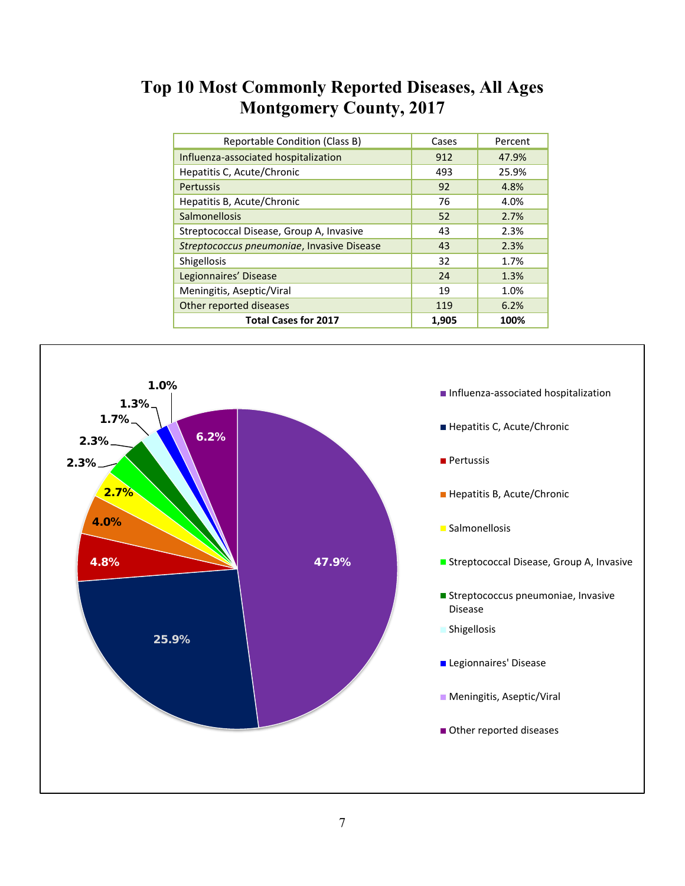# Top 10 Most Commonly Reported Diseases, All Ages
# Montgomery County, 2017

| Reportable Condition (Class B) | Cases | Percent |
|---|---|---|
| Influenza-associated hospitalization | 912 | 47.9% |
| Hepatitis C, Acute/Chronic | 493 | 25.9% |
| Pertussis | 92 | 4.8% |
| Hepatitis B, Acute/Chronic | 76 | 4.0% |
| Salmonellosis | 52 | 2.7% |
| Streptococcal Disease, Group A, Invasive | 43 | 2.3% |
| *Streptococcus pneumoniae*, Invasive Disease | 43 | 2.3% |
| Shigellosis | 32 | 1.7% |
| Legionnaires' Disease | 24 | 1.3% |
| Meningitis, Aseptic/Viral | 19 | 1.0% |
| Other reported diseases | 119 | 6.2% |
| **Total Cases for 2017** | **1,905** | **100%** |

- Influenza-associated hospitalization: 47.9%
- Hepatitis C, Acute/Chronic: 25.9%
- Pertussis: 4.8%
- Hepatitis B, Acute/Chronic: 4.0%
- Salmonellosis: 2.7%
- Streptococcal Disease, Group A, Invasive: 2.3%
- Streptococcus pneumoniae, Invasive Disease: 2.3%
- Shigellosis: 1.7%
- Legionnaires' Disease: 1.3%
- Meningitis, Aseptic/Viral: 1.0%
- Other reported diseases: 6.2%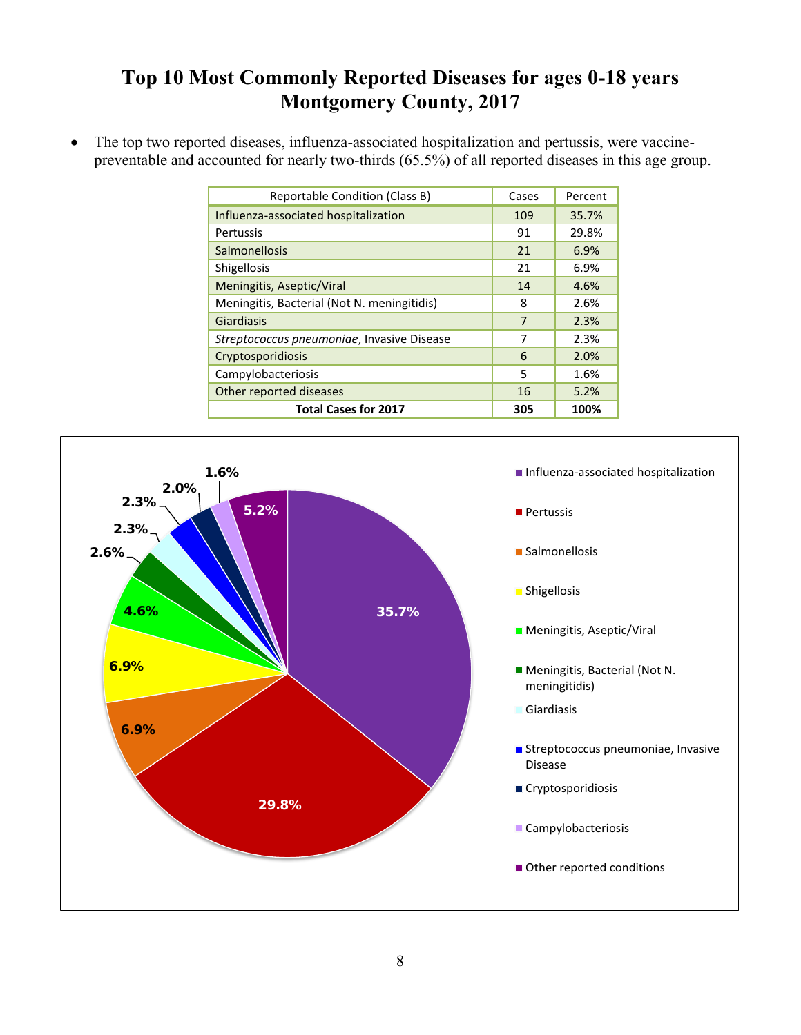# Top 10 Most Commonly Reported Diseases for ages 0-18 years Montgomery County, 2017

- The top two reported diseases, influenza-associated hospitalization and pertussis, were vaccine-preventable and accounted for nearly two-thirds (65.5%) of all reported diseases in this age group.

| Reportable Condition (Class B) | Cases | Percent |
|---|---|---|
| Influenza-associated hospitalization | 109 | 35.7% |
| Pertussis | 91 | 29.8% |
| Salmonellosis | 21 | 6.9% |
| Shigellosis | 21 | 6.9% |
| Meningitis, Aseptic/Viral | 14 | 4.6% |
| Meningitis, Bacterial (Not N. meningitidis) | 8 | 2.6% |
| Giardiasis | 7 | 2.3% |
| *Streptococcus pneumoniae*, Invasive Disease | 7 | 2.3% |
| Cryptosporidiosis | 6 | 2.0% |
| Campylobacteriosis | 5 | 1.6% |
| Other reported diseases | 16 | 5.2% |
| **Total Cases for 2017** | **305** | **100%** |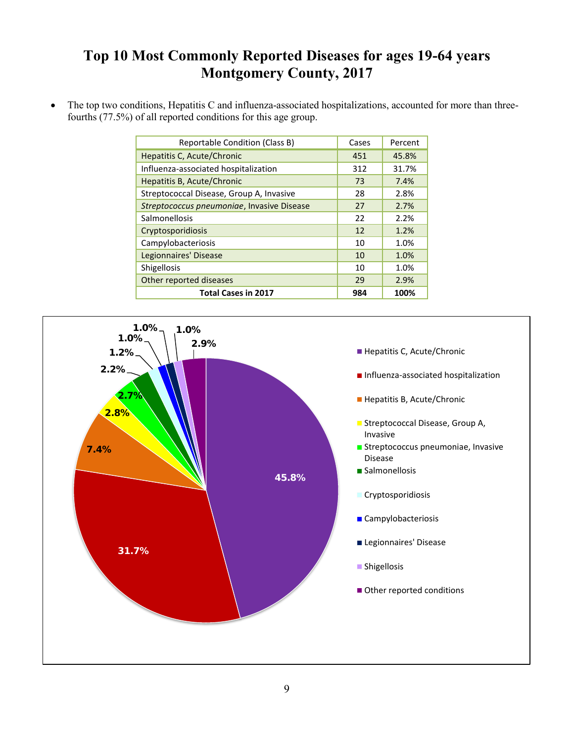# Top 10 Most Commonly Reported Diseases for ages 19-64 years
# Montgomery County, 2017

- The top two conditions, Hepatitis C and influenza-associated hospitalizations, accounted for more than three-fourths (77.5%) of all reported conditions for this age group.

| Reportable Condition (Class B) | Cases | Percent |
|---|---|---|
| Hepatitis C, Acute/Chronic | 451 | 45.8% |
| Influenza-associated hospitalization | 312 | 31.7% |
| Hepatitis B, Acute/Chronic | 73 | 7.4% |
| Streptococcal Disease, Group A, Invasive | 28 | 2.8% |
| *Streptococcus pneumoniae*, Invasive Disease | 27 | 2.7% |
| Salmonellosis | 22 | 2.2% |
| Cryptosporidiosis | 12 | 1.2% |
| Campylobacteriosis | 10 | 1.0% |
| Legionnaires' Disease | 10 | 1.0% |
| Shigellosis | 10 | 1.0% |
| Other reported diseases | 29 | 2.9% |
| **Total Cases in 2017** | **984** | **100%** |

- Hepatitis C, Acute/Chronic: 45.8%
- Influenza-associated hospitalization: 31.7%
- Hepatitis B, Acute/Chronic: 7.4%
- Streptococcal Disease, Group A, Invasive: 2.8%
- Streptococcus pneumoniae, Invasive Disease: 2.7%
- Salmonellosis: 2.2%
- Cryptosporidiosis: 1.2%
- Campylobacteriosis: 1.0%
- Legionnaires' Disease: 1.0%
- Shigellosis: 1.0%
- Other reported conditions: 2.9%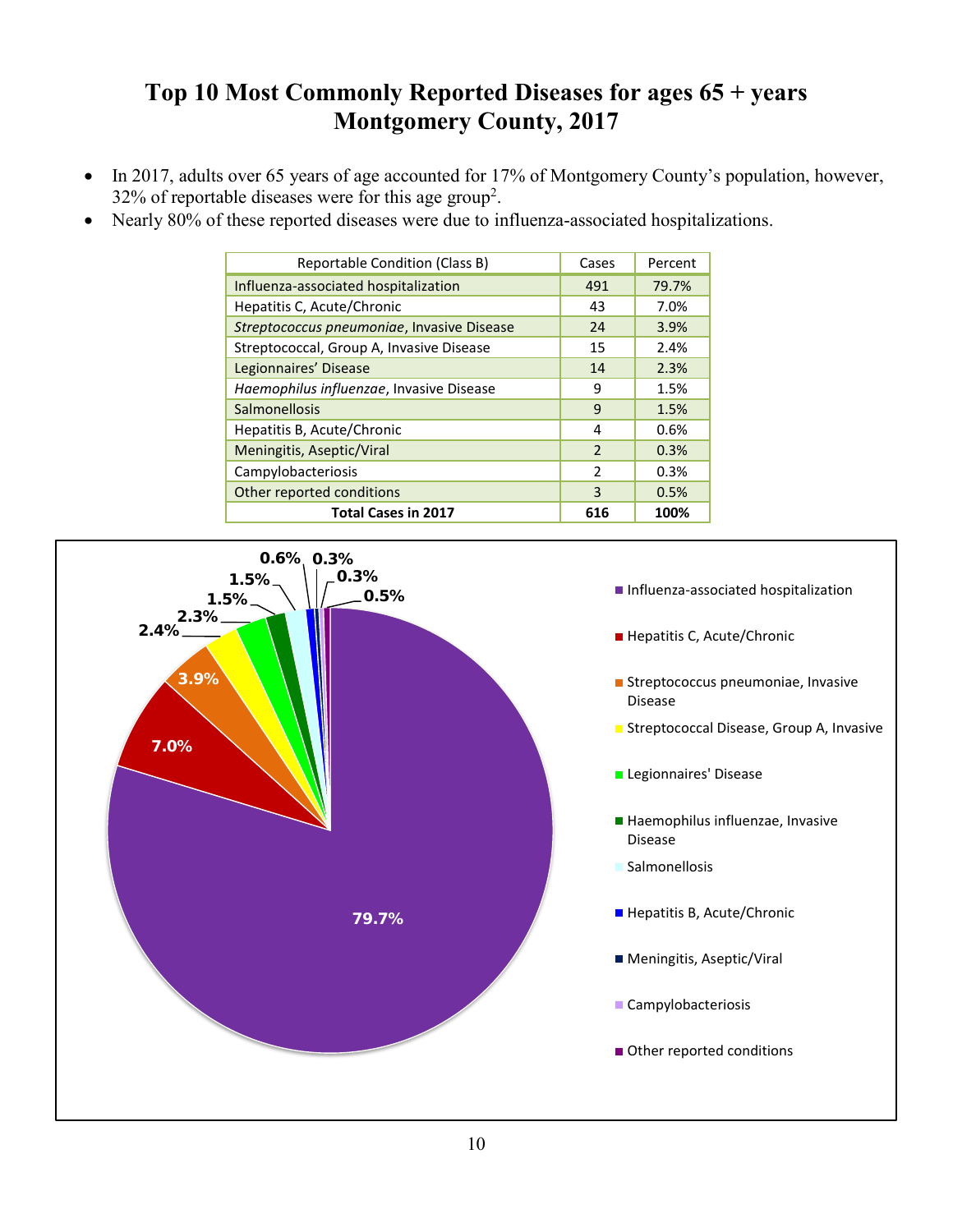# Top 10 Most Commonly Reported Diseases for ages 65 + years Montgomery County, 2017

- In 2017, adults over 65 years of age accounted for 17% of Montgomery County's population, however, 32% of reportable diseases were for this age group[2].
- Nearly 80% of these reported diseases were due to influenza-associated hospitalizations.

| Reportable Condition (Class B) | Cases | Percent |
|---|---|---|
| Influenza-associated hospitalization | 491 | 79.7% |
| Hepatitis C, Acute/Chronic | 43 | 7.0% |
| *Streptococcus pneumoniae*, Invasive Disease | 24 | 3.9% |
| Streptococcal, Group A, Invasive Disease | 15 | 2.4% |
| Legionnaires' Disease | 14 | 2.3% |
| *Haemophilus influenzae*, Invasive Disease | 9 | 1.5% |
| Salmonellosis | 9 | 1.5% |
| Hepatitis B, Acute/Chronic | 4 | 0.6% |
| Meningitis, Aseptic/Viral | 2 | 0.3% |
| Campylobacteriosis | 2 | 0.3% |
| Other reported conditions | 3 | 0.5% |
| **Total Cases in 2017** | **616** | **100%** |

- Influenza-associated hospitalization: 79.7%
- Hepatitis C, Acute/Chronic: 7.0%
- Streptococcus pneumoniae, Invasive Disease: 3.9%
- Streptococcal Disease, Group A, Invasive: 2.4%
- Legionnaires' Disease: 2.3%
- Haemophilus influenzae, Invasive Disease: 1.5%
- Salmonellosis: 1.5%
- Hepatitis B, Acute/Chronic: 0.6%
- Meningitis, Aseptic/Viral: 0.3%
- Campylobacteriosis: 0.3%
- Other reported conditions: 0.5%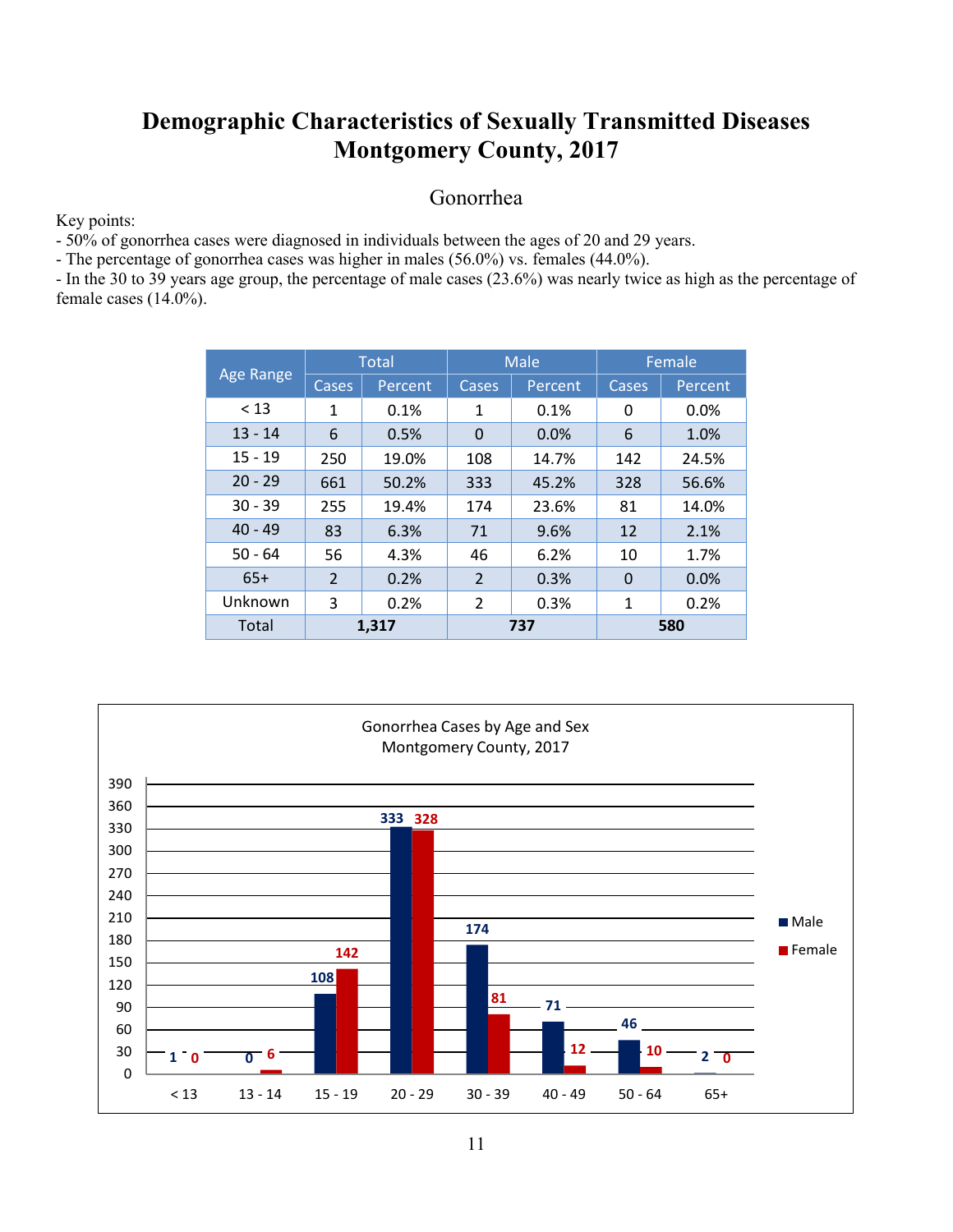# Demographic Characteristics of Sexually Transmitted Diseases Montgomery County, 2017

## Gonorrhea

Key points:
- 50% of gonorrhea cases were diagnosed in individuals between the ages of 20 and 29 years.
- The percentage of gonorrhea cases was higher in males (56.0%) vs. females (44.0%).
- In the 30 to 39 years age group, the percentage of male cases (23.6%) was nearly twice as high as the percentage of female cases (14.0%).

| Age Range | Total | | Male | | Female | |
|---|---|---|---|---|---|---|
| | Cases | Percent | Cases | Percent | Cases | Percent |
| < 13 | 1 | 0.1% | 1 | 0.1% | 0 | 0.0% |
| 13 - 14 | 6 | 0.5% | 0 | 0.0% | 6 | 1.0% |
| 15 - 19 | 250 | 19.0% | 108 | 14.7% | 142 | 24.5% |
| 20 - 29 | 661 | 50.2% | 333 | 45.2% | 328 | 56.6% |
| 30 - 39 | 255 | 19.4% | 174 | 23.6% | 81 | 14.0% |
| 40 - 49 | 83 | 6.3% | 71 | 9.6% | 12 | 2.1% |
| 50 - 64 | 56 | 4.3% | 46 | 6.2% | 10 | 1.7% |
| 65+ | 2 | 0.2% | 2 | 0.3% | 0 | 0.0% |
| Unknown | 3 | 0.2% | 2 | 0.3% | 1 | 0.2% |
| Total | **1,317** | | **737** | | **580** | |

Gonorrhea Cases by Age and Sex
Montgomery County, 2017

| Age Range | Male | Female |
|---|---|---|
| < 13 | 1 | 0 |
| 13 - 14 | 0 | 6 |
| 15 - 19 | 108 | 142 |
| 20 - 29 | 333 | 328 |
| 30 - 39 | 174 | 81 |
| 40 - 49 | 71 | 12 |
| 50 - 64 | 46 | 10 |
| 65+ | 2 | 0 |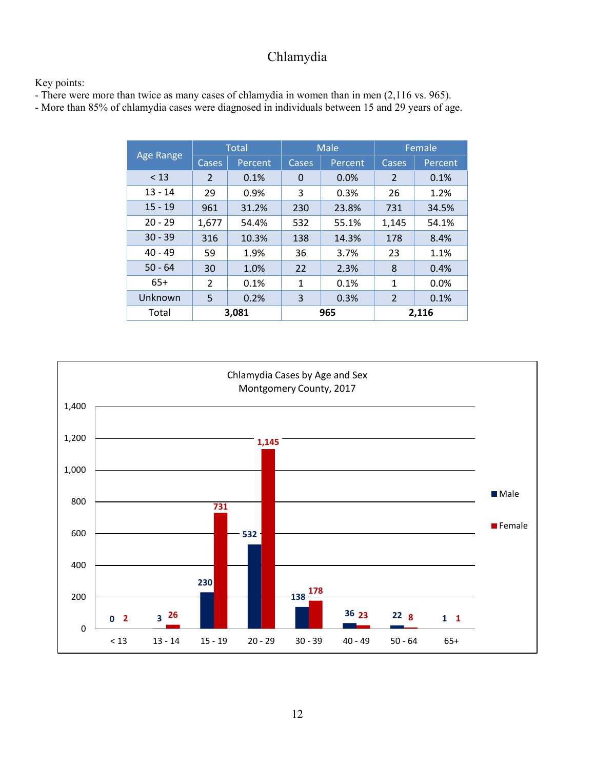# Chlamydia

Key points:

- There were more than twice as many cases of chlamydia in women than in men (2,116 vs. 965).
- More than 85% of chlamydia cases were diagnosed in individuals between 15 and 29 years of age.

| Age Range | Total | | Male | | Female | |
|---|---|---|---|---|---|---|
| | Cases | Percent | Cases | Percent | Cases | Percent |
| < 13 | 2 | 0.1% | 0 | 0.0% | 2 | 0.1% |
| 13 - 14 | 29 | 0.9% | 3 | 0.3% | 26 | 1.2% |
| 15 - 19 | 961 | 31.2% | 230 | 23.8% | 731 | 34.5% |
| 20 - 29 | 1,677 | 54.4% | 532 | 55.1% | 1,145 | 54.1% |
| 30 - 39 | 316 | 10.3% | 138 | 14.3% | 178 | 8.4% |
| 40 - 49 | 59 | 1.9% | 36 | 3.7% | 23 | 1.1% |
| 50 - 64 | 30 | 1.0% | 22 | 2.3% | 8 | 0.4% |
| 65+ | 2 | 0.1% | 1 | 0.1% | 1 | 0.0% |
| Unknown | 5 | 0.2% | 3 | 0.3% | 2 | 0.1% |
| Total | **3,081** | | **965** | | **2,116** | |

Chlamydia Cases by Age and Sex
Montgomery County, 2017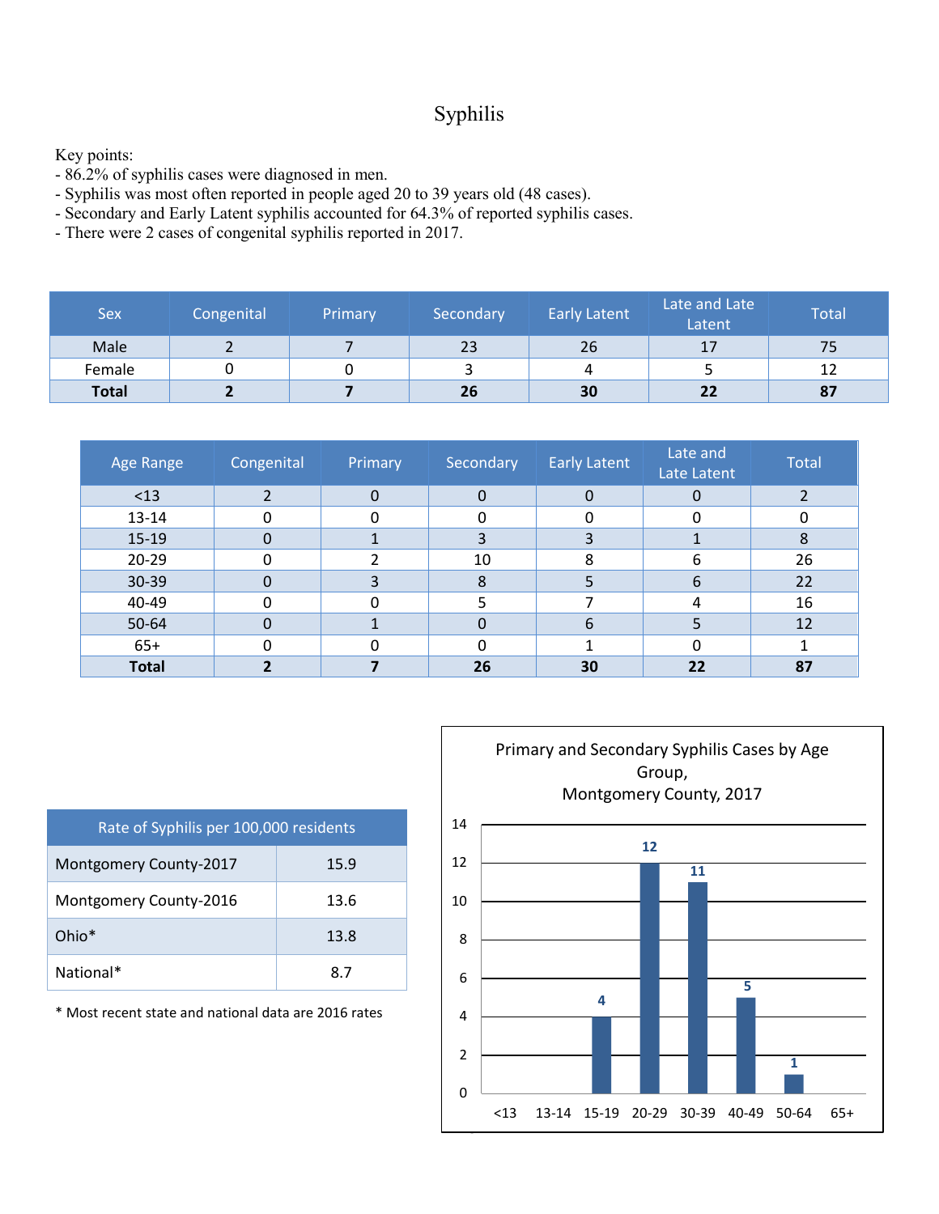# Syphilis

Key points:

- 86.2% of syphilis cases were diagnosed in men.
- Syphilis was most often reported in people aged 20 to 39 years old (48 cases).
- Secondary and Early Latent syphilis accounted for 64.3% of reported syphilis cases.
- There were 2 cases of congenital syphilis reported in 2017.

| Sex | Congenital | Primary | Secondary | Early Latent | Late and Late Latent | Total |
|---|---|---|---|---|---|---|
| Male | 2 | 7 | 23 | 26 | 17 | 75 |
| Female | 0 | 0 | 3 | 4 | 5 | 12 |
| **Total** | **2** | **7** | **26** | **30** | **22** | **87** |

| Age Range | Congenital | Primary | Secondary | Early Latent | Late and Late Latent | Total |
|---|---|---|---|---|---|---|
| <13 | 2 | 0 | 0 | 0 | 0 | 2 |
| 13-14 | 0 | 0 | 0 | 0 | 0 | 0 |
| 15-19 | 0 | 1 | 3 | 3 | 1 | 8 |
| 20-29 | 0 | 2 | 10 | 8 | 6 | 26 |
| 30-39 | 0 | 3 | 8 | 5 | 6 | 22 |
| 40-49 | 0 | 0 | 5 | 7 | 4 | 16 |
| 50-64 | 0 | 1 | 0 | 6 | 5 | 12 |
| 65+ | 0 | 0 | 0 | 1 | 0 | 1 |
| **Total** | **2** | **7** | **26** | **30** | **22** | **87** |

| Rate of Syphilis per 100,000 residents | |
|---|---|
| Montgomery County-2017 | 15.9 |
| Montgomery County-2016 | 13.6 |
| Ohio* | 13.8 |
| National* | 8.7 |

\* Most recent state and national data are 2016 rates

**Primary and Secondary Syphilis Cases by Age Group, Montgomery County, 2017**

| Age Group | Cases |
|---|---|
| <13 | |
| 13-14 | |
| 15-19 | 4 |
| 20-29 | 12 |
| 30-39 | 11 |
| 40-49 | 5 |
| 50-64 | 1 |
| 65+ | |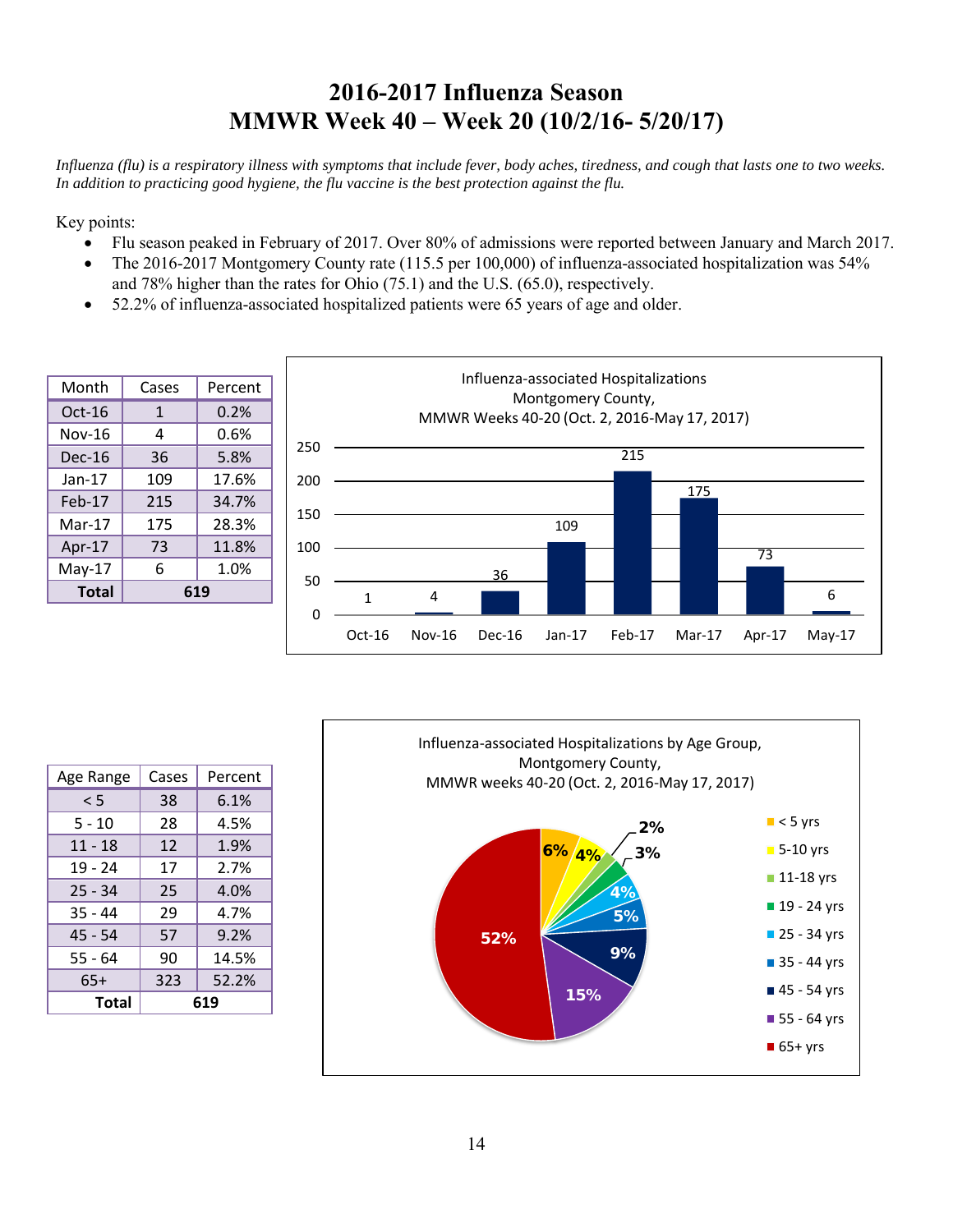# 2016-2017 Influenza Season
# MMWR Week 40 – Week 20 (10/2/16- 5/20/17)

*Influenza (flu) is a respiratory illness with symptoms that include fever, body aches, tiredness, and cough that lasts one to two weeks. In addition to practicing good hygiene, the flu vaccine is the best protection against the flu.*

Key points:

- Flu season peaked in February of 2017. Over 80% of admissions were reported between January and March 2017.
- The 2016-2017 Montgomery County rate (115.5 per 100,000) of influenza-associated hospitalization was 54% and 78% higher than the rates for Ohio (75.1) and the U.S. (65.0), respectively.
- 52.2% of influenza-associated hospitalized patients were 65 years of age and older.

| Month | Cases | Percent |
|---|---|---|
| Oct-16 | 1 | 0.2% |
| Nov-16 | 4 | 0.6% |
| Dec-16 | 36 | 5.8% |
| Jan-17 | 109 | 17.6% |
| Feb-17 | 215 | 34.7% |
| Mar-17 | 175 | 28.3% |
| Apr-17 | 73 | 11.8% |
| May-17 | 6 | 1.0% |
| **Total** | **619** | |

Influenza-associated Hospitalizations
Montgomery County,
MMWR Weeks 40-20 (Oct. 2, 2016-May 17, 2017)

| Month | Cases |
|---|---|
| Oct-16 | 1 |
| Nov-16 | 4 |
| Dec-16 | 36 |
| Jan-17 | 109 |
| Feb-17 | 215 |
| Mar-17 | 175 |
| Apr-17 | 73 |
| May-17 | 6 |

| Age Range | Cases | Percent |
|---|---|---|
| < 5 | 38 | 6.1% |
| 5 - 10 | 28 | 4.5% |
| 11 - 18 | 12 | 1.9% |
| 19 - 24 | 17 | 2.7% |
| 25 - 34 | 25 | 4.0% |
| 35 - 44 | 29 | 4.7% |
| 45 - 54 | 57 | 9.2% |
| 55 - 64 | 90 | 14.5% |
| 65+ | 323 | 52.2% |
| **Total** | **619** | |

Influenza-associated Hospitalizations by Age Group,
Montgomery County,
MMWR weeks 40-20 (Oct. 2, 2016-May 17, 2017)

| Age Group | Percent |
|---|---|
| < 5 yrs | 6% |
| 5-10 yrs | 4% |
| 11-18 yrs | 2% |
| 19 - 24 yrs | 3% |
| 25 - 34 yrs | 4% |
| 35 - 44 yrs | 5% |
| 45 - 54 yrs | 9% |
| 55 - 64 yrs | 15% |
| 65+ yrs | 52% |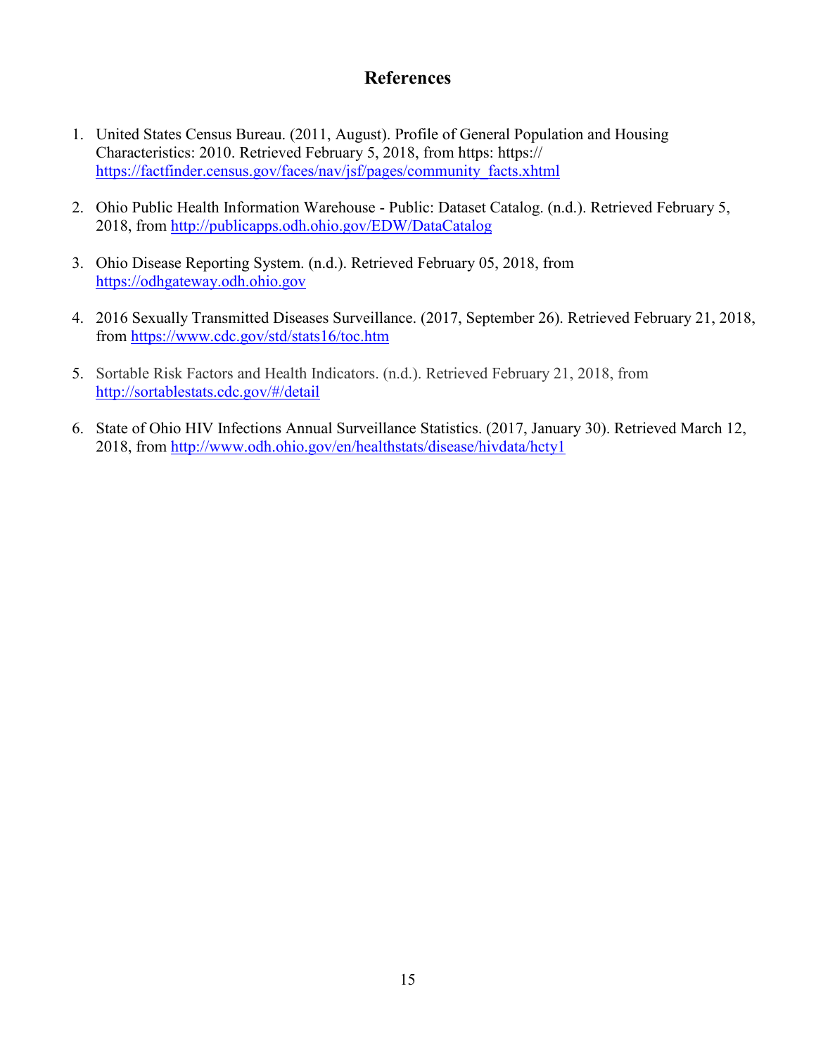## References

1. United States Census Bureau. (2011, August). Profile of General Population and Housing Characteristics: 2010. Retrieved February 5, 2018, from https: https:// https://factfinder.census.gov/faces/nav/jsf/pages/community_facts.xhtml

2. Ohio Public Health Information Warehouse - Public: Dataset Catalog. (n.d.). Retrieved February 5, 2018, from http://publicapps.odh.ohio.gov/EDW/DataCatalog

3. Ohio Disease Reporting System. (n.d.). Retrieved February 05, 2018, from https://odhgateway.odh.ohio.gov

4. 2016 Sexually Transmitted Diseases Surveillance. (2017, September 26). Retrieved February 21, 2018, from https://www.cdc.gov/std/stats16/toc.htm

5. Sortable Risk Factors and Health Indicators. (n.d.). Retrieved February 21, 2018, from http://sortablestats.cdc.gov/#/detail

6. State of Ohio HIV Infections Annual Surveillance Statistics. (2017, January 30). Retrieved March 12, 2018, from http://www.odh.ohio.gov/en/healthstats/disease/hivdata/hcty1